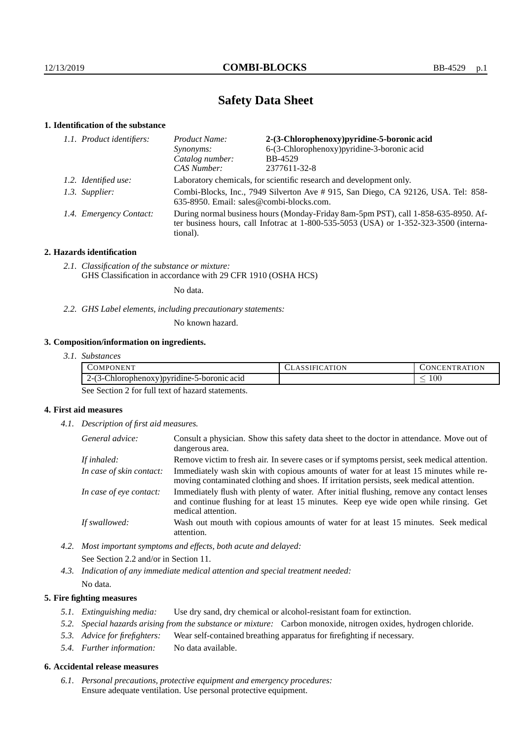# Safety Data Sheet

## 1. Identification of the substance

*1.1. Product identifiers:*

| | |
|---|---|
| *Product Name:* | **2-(3-Chlorophenoxy)pyridine-5-boronic acid** |
| *Synonyms:* | 6-(3-Chlorophenoxy)pyridine-3-boronic acid |
| *Catalog number:* | BB-4529 |
| *CAS Number:* | 2377611-32-8 |

*1.2. Identified use:* Laboratory chemicals, for scientific research and development only.

*1.3. Supplier:* Combi-Blocks, Inc., 7949 Silverton Ave # 915, San Diego, CA 92126, USA. Tel: 858-635-8950. Email: sales@combi-blocks.com.

*1.4. Emergency Contact:* During normal business hours (Monday-Friday 8am-5pm PST), call 1-858-635-8950. After business hours, call Infotrac at 1-800-535-5053 (USA) or 1-352-323-3500 (international).

## 2. Hazards identification

*2.1. Classification of the substance or mixture:*
GHS Classification in accordance with 29 CFR 1910 (OSHA HCS)

No data.

*2.2. GHS Label elements, including precautionary statements:*

No known hazard.

## 3. Composition/information on ingredients.

*3.1. Substances*

| COMPONENT | CLASSIFICATION | CONCENTRATION |
|---|---|---|
| 2-(3-Chlorophenoxy)pyridine-5-boronic acid | | $\leq 100$ |

See Section 2 for full text of hazard statements.

## 4. First aid measures

*4.1. Description of first aid measures.*

| | |
|---|---|
| *General advice:* | Consult a physician. Show this safety data sheet to the doctor in attendance. Move out of dangerous area. |
| *If inhaled:* | Remove victim to fresh air. In severe cases or if symptoms persist, seek medical attention. |
| *In case of skin contact:* | Immediately wash skin with copious amounts of water for at least 15 minutes while removing contaminated clothing and shoes. If irritation persists, seek medical attention. |
| *In case of eye contact:* | Immediately flush with plenty of water. After initial flushing, remove any contact lenses and continue flushing for at least 15 minutes. Keep eye wide open while rinsing. Get medical attention. |
| *If swallowed:* | Wash out mouth with copious amounts of water for at least 15 minutes. Seek medical attention. |

*4.2. Most important symptoms and effects, both acute and delayed:*
See Section 2.2 and/or in Section 11.

*4.3. Indication of any immediate medical attention and special treatment needed:*
No data.

## 5. Fire fighting measures

*5.1. Extinguishing media:* Use dry sand, dry chemical or alcohol-resistant foam for extinction.

*5.2. Special hazards arising from the substance or mixture:* Carbon monoxide, nitrogen oxides, hydrogen chloride.

*5.3. Advice for firefighters:* Wear self-contained breathing apparatus for firefighting if necessary.

*5.4. Further information:* No data available.

## 6. Accidental release measures

*6.1. Personal precautions, protective equipment and emergency procedures:*
Ensure adequate ventilation. Use personal protective equipment.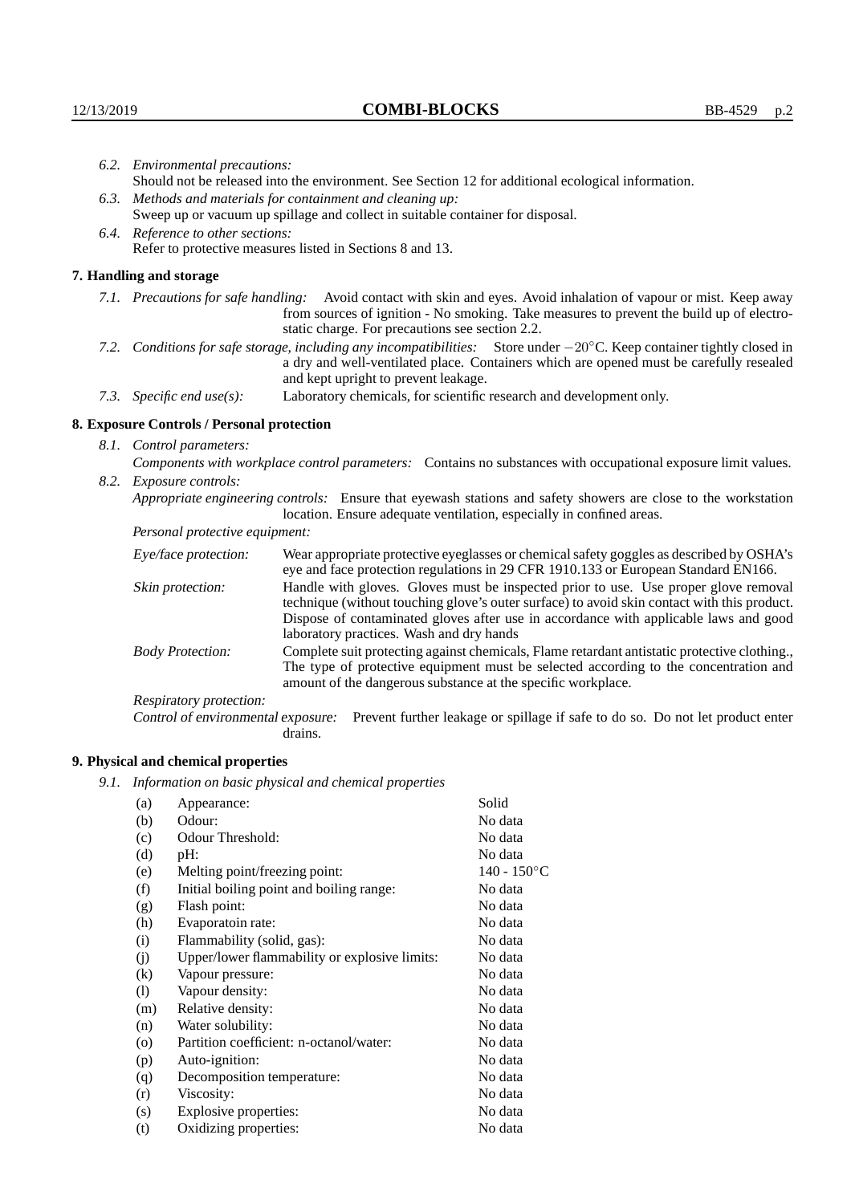6.2. *Environmental precautions:*
Should not be released into the environment. See Section 12 for additional ecological information.

6.3. *Methods and materials for containment and cleaning up:*
Sweep up or vacuum up spillage and collect in suitable container for disposal.

6.4. *Reference to other sections:*
Refer to protective measures listed in Sections 8 and 13.

## 7. Handling and storage

7.1. *Precautions for safe handling:* Avoid contact with skin and eyes. Avoid inhalation of vapour or mist. Keep away from sources of ignition - No smoking. Take measures to prevent the build up of electrostatic charge. For precautions see section 2.2.

7.2. *Conditions for safe storage, including any incompatibilities:* Store under $-20^{\circ}$C. Keep container tightly closed in a dry and well-ventilated place. Containers which are opened must be carefully resealed and kept upright to prevent leakage.

7.3. *Specific end use(s):* Laboratory chemicals, for scientific research and development only.

## 8. Exposure Controls / Personal protection

8.1. *Control parameters:*
*Components with workplace control parameters:* Contains no substances with occupational exposure limit values.

8.2. *Exposure controls:*
*Appropriate engineering controls:* Ensure that eyewash stations and safety showers are close to the workstation location. Ensure adequate ventilation, especially in confined areas.

*Personal protective equipment:*

*Eye/face protection:* Wear appropriate protective eyeglasses or chemical safety goggles as described by OSHA's eye and face protection regulations in 29 CFR 1910.133 or European Standard EN166.

*Skin protection:* Handle with gloves. Gloves must be inspected prior to use. Use proper glove removal technique (without touching glove's outer surface) to avoid skin contact with this product. Dispose of contaminated gloves after use in accordance with applicable laws and good laboratory practices. Wash and dry hands

*Body Protection:* Complete suit protecting against chemicals, Flame retardant antistatic protective clothing., The type of protective equipment must be selected according to the concentration and amount of the dangerous substance at the specific workplace.

*Respiratory protection:*

*Control of environmental exposure:* Prevent further leakage or spillage if safe to do so. Do not let product enter drains.

## 9. Physical and chemical properties

9.1. *Information on basic physical and chemical properties*

| | | |
|---|---|---|
| (a) | Appearance: | Solid |
| (b) | Odour: | No data |
| (c) | Odour Threshold: | No data |
| (d) | pH: | No data |
| (e) | Melting point/freezing point: | 140 - 150°C |
| (f) | Initial boiling point and boiling range: | No data |
| (g) | Flash point: | No data |
| (h) | Evaporatoin rate: | No data |
| (i) | Flammability (solid, gas): | No data |
| (j) | Upper/lower flammability or explosive limits: | No data |
| (k) | Vapour pressure: | No data |
| (l) | Vapour density: | No data |
| (m) | Relative density: | No data |
| (n) | Water solubility: | No data |
| (o) | Partition coefficient: n-octanol/water: | No data |
| (p) | Auto-ignition: | No data |
| (q) | Decomposition temperature: | No data |
| (r) | Viscosity: | No data |
| (s) | Explosive properties: | No data |
| (t) | Oxidizing properties: | No data |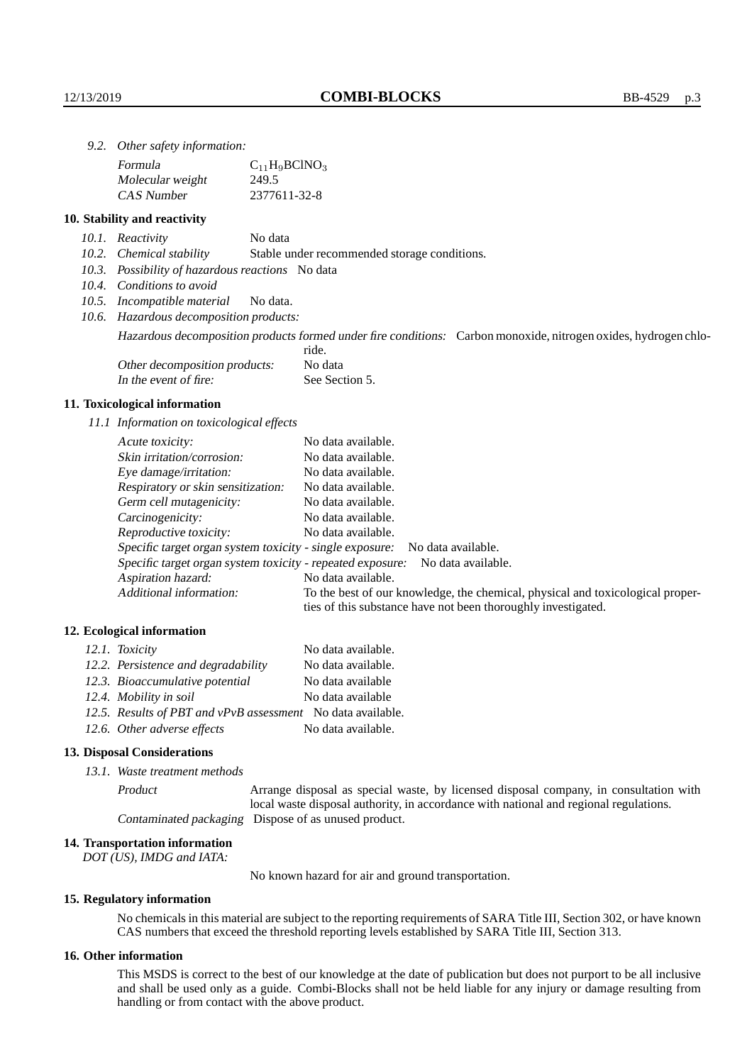*9.2. Other safety information:*

| | |
|---|---|
| *Formula* | $C_{11}H_9BClNO_3$ |
| *Molecular weight* | 249.5 |
| *CAS Number* | 2377611-32-8 |

## 10. Stability and reactivity

*10.1. Reactivity* No data

*10.2. Chemical stability* Stable under recommended storage conditions.

*10.3. Possibility of hazardous reactions* No data

*10.4. Conditions to avoid*

*10.5. Incompatible material* No data.

*10.6. Hazardous decomposition products:*

*Hazardous decomposition products formed under fire conditions:* Carbon monoxide, nitrogen oxides, hydrogen chloride.

*Other decomposition products:* No data

*In the event of fire:* See Section 5.

## 11. Toxicological information

*11.1 Information on toxicological effects*

| | |
|---|---|
| *Acute toxicity:* | No data available. |
| *Skin irritation/corrosion:* | No data available. |
| *Eye damage/irritation:* | No data available. |
| *Respiratory or skin sensitization:* | No data available. |
| *Germ cell mutagenicity:* | No data available. |
| *Carcinogenicity:* | No data available. |
| *Reproductive toxicity:* | No data available. |
| *Specific target organ system toxicity - single exposure:* | No data available. |
| *Specific target organ system toxicity - repeated exposure:* | No data available. |
| *Aspiration hazard:* | No data available. |
| *Additional information:* | To the best of our knowledge, the chemical, physical and toxicological properties of this substance have not been thoroughly investigated. |

## 12. Ecological information

| | |
|---|---|
| *12.1. Toxicity* | No data available. |
| *12.2. Persistence and degradability* | No data available. |
| *12.3. Bioaccumulative potential* | No data available |
| *12.4. Mobility in soil* | No data available |
| *12.5. Results of PBT and vPvB assessment* | No data available. |
| *12.6. Other adverse effects* | No data available. |

## 13. Disposal Considerations

*13.1. Waste treatment methods*

*Product* Arrange disposal as special waste, by licensed disposal company, in consultation with local waste disposal authority, in accordance with national and regional regulations.

*Contaminated packaging* Dispose of as unused product.

## 14. Transportation information

*DOT (US), IMDG and IATA:*

No known hazard for air and ground transportation.

## 15. Regulatory information

No chemicals in this material are subject to the reporting requirements of SARA Title III, Section 302, or have known CAS numbers that exceed the threshold reporting levels established by SARA Title III, Section 313.

## 16. Other information

This MSDS is correct to the best of our knowledge at the date of publication but does not purport to be all inclusive and shall be used only as a guide. Combi-Blocks shall not be held liable for any injury or damage resulting from handling or from contact with the above product.